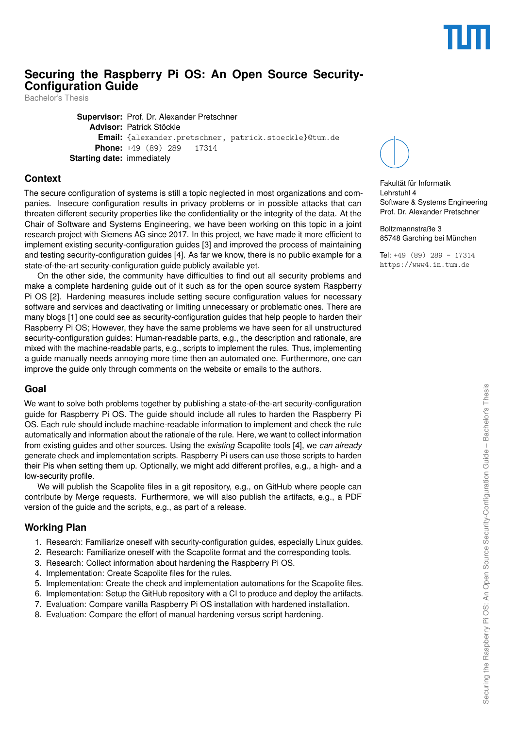# Securing the Raspberry Pi OS: An Open Source Security-Configuration Guide

Bachelor's Thesis

**Supervisor:** Prof. Dr. Alexander Pretschner
**Advisor:** Patrick Stöckle
**Email:** {alexander.pretschner, patrick.stoeckle}@tum.de
**Phone:** +49 (89) 289 - 17314
**Starting date:** immediately

Fakultät für Informatik
Lehrstuhl 4
Software & Systems Engineering
Prof. Dr. Alexander Pretschner

Boltzmannstraße 3
85748 Garching bei München

Tel: +49 (89) 289 - 17314
https://www4.in.tum.de

## Context

The secure configuration of systems is still a topic neglected in most organizations and companies. Insecure configuration results in privacy problems or in possible attacks that can threaten different security properties like the confidentiality or the integrity of the data. At the Chair of Software and Systems Engineering, we have been working on this topic in a joint research project with Siemens AG since 2017. In this project, we have made it more efficient to implement existing security-configuration guides [3] and improved the process of maintaining and testing security-configuration guides [4]. As far we know, there is no public example for a state-of-the-art security-configuration guide publicly available yet.

On the other side, the community have difficulties to find out all security problems and make a complete hardening guide out of it such as for the open source system Raspberry Pi OS [2]. Hardening measures include setting secure configuration values for necessary software and services and deactivating or limiting unnecessary or problematic ones. There are many blogs [1] one could see as security-configuration guides that help people to harden their Raspberry Pi OS; However, they have the same problems we have seen for all unstructured security-configuration guides: Human-readable parts, e.g., the description and rationale, are mixed with the machine-readable parts, e.g., scripts to implement the rules. Thus, implementing a guide manually needs annoying more time then an automated one. Furthermore, one can improve the guide only through comments on the website or emails to the authors.

## Goal

We want to solve both problems together by publishing a state-of-the-art security-configuration guide for Raspberry Pi OS. The guide should include all rules to harden the Raspberry Pi OS. Each rule should include machine-readable information to implement and check the rule automatically and information about the rationale of the rule. Here, we want to collect information from existing guides and other sources. Using the *existing* Scapolite tools [4], we *can already* generate check and implementation scripts. Raspberry Pi users can use those scripts to harden their Pis when setting them up. Optionally, we might add different profiles, e.g., a high- and a low-security profile.

We will publish the Scapolite files in a git repository, e.g., on GitHub where people can contribute by Merge requests. Furthermore, we will also publish the artifacts, e.g., a PDF version of the guide and the scripts, e.g., as part of a release.

## Working Plan

1. Research: Familiarize oneself with security-configuration guides, especially Linux guides.
2. Research: Familiarize oneself with the Scapolite format and the corresponding tools.
3. Research: Collect information about hardening the Raspberry Pi OS.
4. Implementation: Create Scapolite files for the rules.
5. Implementation: Create the check and implementation automations for the Scapolite files.
6. Implementation: Setup the GitHub repository with a CI to produce and deploy the artifacts.
7. Evaluation: Compare vanilla Raspberry Pi OS installation with hardened installation.
8. Evaluation: Compare the effort of manual hardening versus script hardening.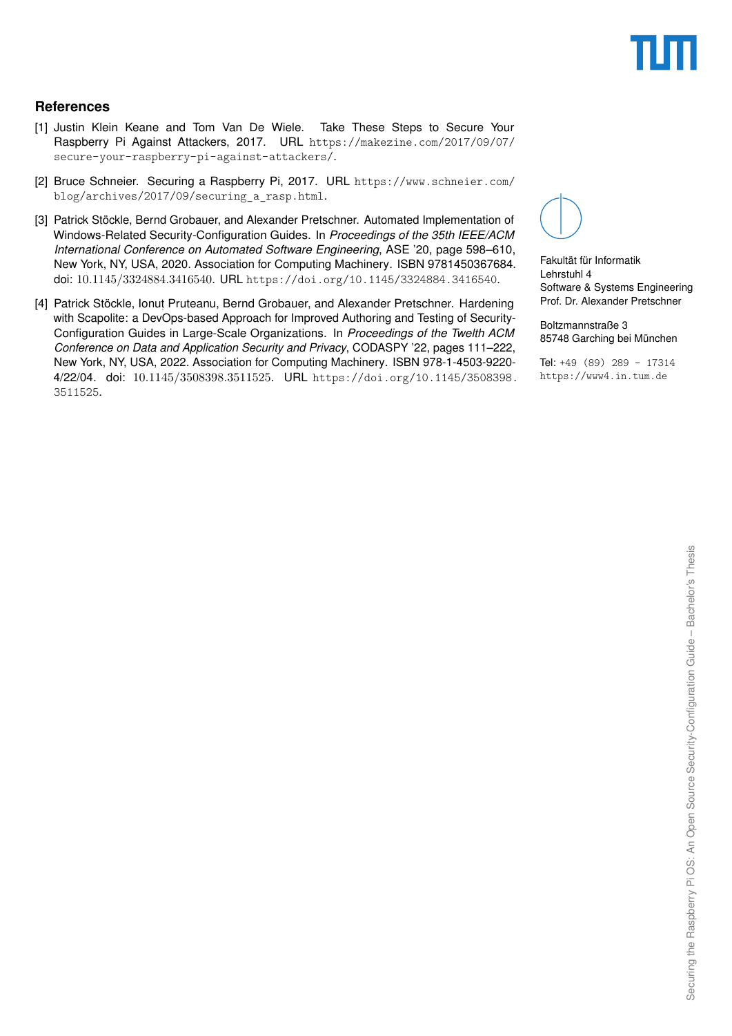## References

[1] Justin Klein Keane and Tom Van De Wiele. Take These Steps to Secure Your Raspberry Pi Against Attackers, 2017. URL https://makezine.com/2017/09/07/secure-your-raspberry-pi-against-attackers/.

[2] Bruce Schneier. Securing a Raspberry Pi, 2017. URL https://www.schneier.com/blog/archives/2017/09/securing_a_rasp.html.

[3] Patrick Stöckle, Bernd Grobauer, and Alexander Pretschner. Automated Implementation of Windows-Related Security-Configuration Guides. In *Proceedings of the 35th IEEE/ACM International Conference on Automated Software Engineering*, ASE '20, page 598–610, New York, NY, USA, 2020. Association for Computing Machinery. ISBN 9781450367684. doi: 10.1145/3324884.3416540. URL https://doi.org/10.1145/3324884.3416540.

[4] Patrick Stöckle, Ionuț Pruteanu, Bernd Grobauer, and Alexander Pretschner. Hardening with Scapolite: a DevOps-based Approach for Improved Authoring and Testing of Security-Configuration Guides in Large-Scale Organizations. In *Proceedings of the Twelfth ACM Conference on Data and Application Security and Privacy*, CODASPY '22, pages 111–222, New York, NY, USA, 2022. Association for Computing Machinery. ISBN 978-1-4503-9220-4/22/04. doi: 10.1145/3508398.3511525. URL https://doi.org/10.1145/3508398.3511525.

Fakultät für Informatik
Lehrstuhl 4
Software & Systems Engineering
Prof. Dr. Alexander Pretschner

Boltzmannstraße 3
85748 Garching bei München

Tel: +49 (89) 289 - 17314
https://www4.in.tum.de